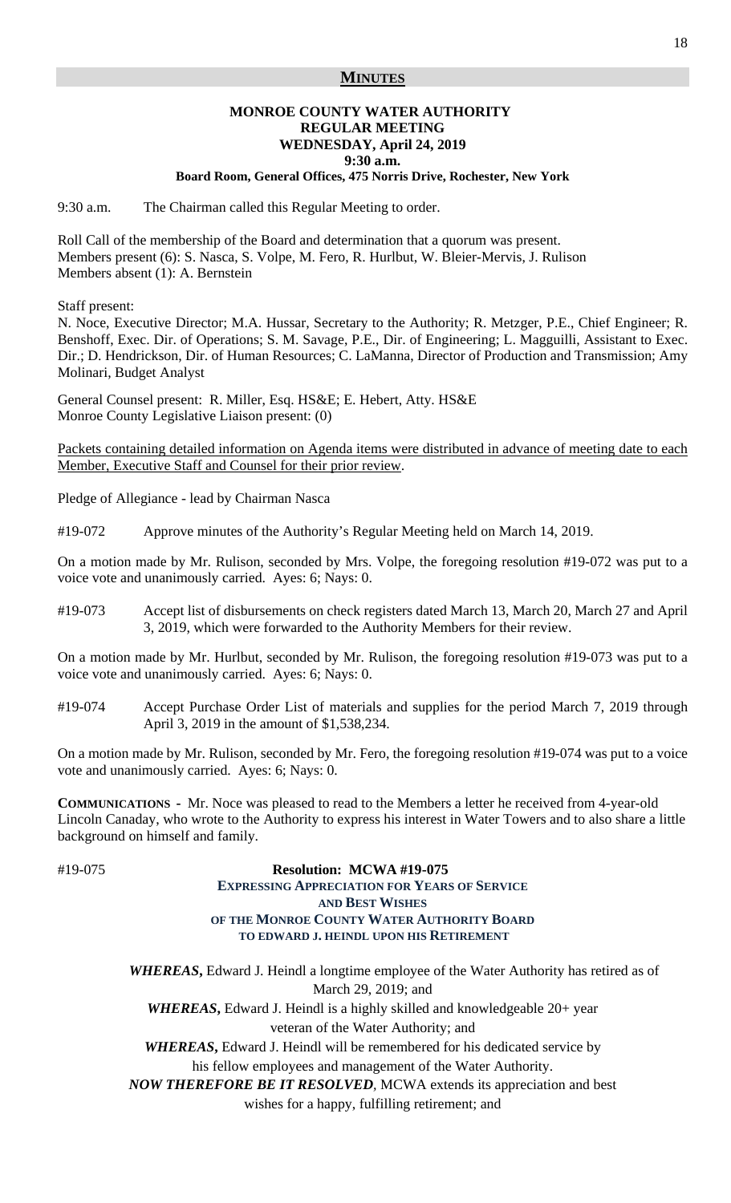## MINUTES

### MONROE COUNTY WATER AUTHORITY
### REGULAR MEETING
### WEDNESDAY, April 24, 2019
### 9:30 a.m.
**Board Room, General Offices, 475 Norris Drive, Rochester, New York**

9:30 a.m. The Chairman called this Regular Meeting to order.

Roll Call of the membership of the Board and determination that a quorum was present.
Members present (6): S. Nasca, S. Volpe, M. Fero, R. Hurlbut, W. Bleier-Mervis, J. Rulison
Members absent (1): A. Bernstein

Staff present:
N. Noce, Executive Director; M.A. Hussar, Secretary to the Authority; R. Metzger, P.E., Chief Engineer; R. Benshoff, Exec. Dir. of Operations; S. M. Savage, P.E., Dir. of Engineering; L. Magguilli, Assistant to Exec. Dir.; D. Hendrickson, Dir. of Human Resources; C. LaManna, Director of Production and Transmission; Amy Molinari, Budget Analyst

General Counsel present: R. Miller, Esq. HS&E; E. Hebert, Atty. HS&E
Monroe County Legislative Liaison present: (0)

<u>Packets containing detailed information on Agenda items were distributed in advance of meeting date to each Member, Executive Staff and Counsel for their prior review</u>.

Pledge of Allegiance - lead by Chairman Nasca

#19-072 Approve minutes of the Authority's Regular Meeting held on March 14, 2019.

On a motion made by Mr. Rulison, seconded by Mrs. Volpe, the foregoing resolution #19-072 was put to a voice vote and unanimously carried. Ayes: 6; Nays: 0.

#19-073 Accept list of disbursements on check registers dated March 13, March 20, March 27 and April 3, 2019, which were forwarded to the Authority Members for their review.

On a motion made by Mr. Hurlbut, seconded by Mr. Rulison, the foregoing resolution #19-073 was put to a voice vote and unanimously carried. Ayes: 6; Nays: 0.

#19-074 Accept Purchase Order List of materials and supplies for the period March 7, 2019 through April 3, 2019 in the amount of $1,538,234.

On a motion made by Mr. Rulison, seconded by Mr. Fero, the foregoing resolution #19-074 was put to a voice vote and unanimously carried. Ayes: 6; Nays: 0.

**COMMUNICATIONS -** Mr. Noce was pleased to read to the Members a letter he received from 4-year-old Lincoln Canaday, who wrote to the Authority to express his interest in Water Towers and to also share a little background on himself and family.

#19-075

**Resolution: MCWA #19-075**
**EXPRESSING APPRECIATION FOR YEARS OF SERVICE**
**AND BEST WISHES**
**OF THE MONROE COUNTY WATER AUTHORITY BOARD**
**TO EDWARD J. HEINDL UPON HIS RETIREMENT**

***WHEREAS***, Edward J. Heindl a longtime employee of the Water Authority has retired as of March 29, 2019; and

***WHEREAS***, Edward J. Heindl is a highly skilled and knowledgeable 20+ year veteran of the Water Authority; and

***WHEREAS***, Edward J. Heindl will be remembered for his dedicated service by his fellow employees and management of the Water Authority.

***NOW THEREFORE BE IT RESOLVED***, MCWA extends its appreciation and best wishes for a happy, fulfilling retirement; and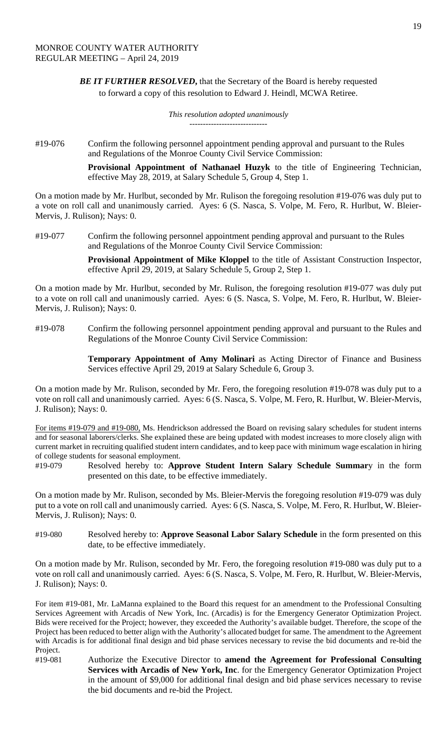***BE IT FURTHER RESOLVED***, that the Secretary of the Board is hereby requested to forward a copy of this resolution to Edward J. Heindl, MCWA Retiree.

*This resolution adopted unanimously*

-----------------------------

#19-076 Confirm the following personnel appointment pending approval and pursuant to the Rules and Regulations of the Monroe County Civil Service Commission:

**Provisional Appointment of Nathanael Huzyk** to the title of Engineering Technician, effective May 28, 2019, at Salary Schedule 5, Group 4, Step 1.

On a motion made by Mr. Hurlbut, seconded by Mr. Rulison the foregoing resolution #19-076 was duly put to a vote on roll call and unanimously carried. Ayes: 6 (S. Nasca, S. Volpe, M. Fero, R. Hurlbut, W. Bleier-Mervis, J. Rulison); Nays: 0.

#19-077 Confirm the following personnel appointment pending approval and pursuant to the Rules and Regulations of the Monroe County Civil Service Commission:

**Provisional Appointment of Mike Kloppel** to the title of Assistant Construction Inspector, effective April 29, 2019, at Salary Schedule 5, Group 2, Step 1.

On a motion made by Mr. Hurlbut, seconded by Mr. Rulison, the foregoing resolution #19-077 was duly put to a vote on roll call and unanimously carried. Ayes: 6 (S. Nasca, S. Volpe, M. Fero, R. Hurlbut, W. Bleier-Mervis, J. Rulison); Nays: 0.

#19-078 Confirm the following personnel appointment pending approval and pursuant to the Rules and Regulations of the Monroe County Civil Service Commission:

**Temporary Appointment of Amy Molinari** as Acting Director of Finance and Business Services effective April 29, 2019 at Salary Schedule 6, Group 3.

On a motion made by Mr. Rulison, seconded by Mr. Fero, the foregoing resolution #19-078 was duly put to a vote on roll call and unanimously carried. Ayes: 6 (S. Nasca, S. Volpe, M. Fero, R. Hurlbut, W. Bleier-Mervis, J. Rulison); Nays: 0.

For items #19-079 and #19-080, Ms. Hendrickson addressed the Board on revising salary schedules for student interns and for seasonal laborers/clerks. She explained these are being updated with modest increases to more closely align with current market in recruiting qualified student intern candidates, and to keep pace with minimum wage escalation in hiring of college students for seasonal employment.

#19-079 Resolved hereby to: **Approve Student Intern Salary Schedule Summar**y in the form presented on this date, to be effective immediately.

On a motion made by Mr. Rulison, seconded by Ms. Bleier-Mervis the foregoing resolution #19-079 was duly put to a vote on roll call and unanimously carried. Ayes: 6 (S. Nasca, S. Volpe, M. Fero, R. Hurlbut, W. Bleier-Mervis, J. Rulison); Nays: 0.

#19-080 Resolved hereby to: **Approve Seasonal Labor Salary Schedule** in the form presented on this date, to be effective immediately.

On a motion made by Mr. Rulison, seconded by Mr. Fero, the foregoing resolution #19-080 was duly put to a vote on roll call and unanimously carried. Ayes: 6 (S. Nasca, S. Volpe, M. Fero, R. Hurlbut, W. Bleier-Mervis, J. Rulison); Nays: 0.

For item #19-081, Mr. LaManna explained to the Board this request for an amendment to the Professional Consulting Services Agreement with Arcadis of New York, Inc. (Arcadis) is for the Emergency Generator Optimization Project. Bids were received for the Project; however, they exceeded the Authority's available budget. Therefore, the scope of the Project has been reduced to better align with the Authority's allocated budget for same. The amendment to the Agreement with Arcadis is for additional final design and bid phase services necessary to revise the bid documents and re-bid the Project.

#19-081 Authorize the Executive Director to **amend the Agreement for Professional Consulting Services with Arcadis of New York, Inc**. for the Emergency Generator Optimization Project in the amount of $9,000 for additional final design and bid phase services necessary to revise the bid documents and re-bid the Project.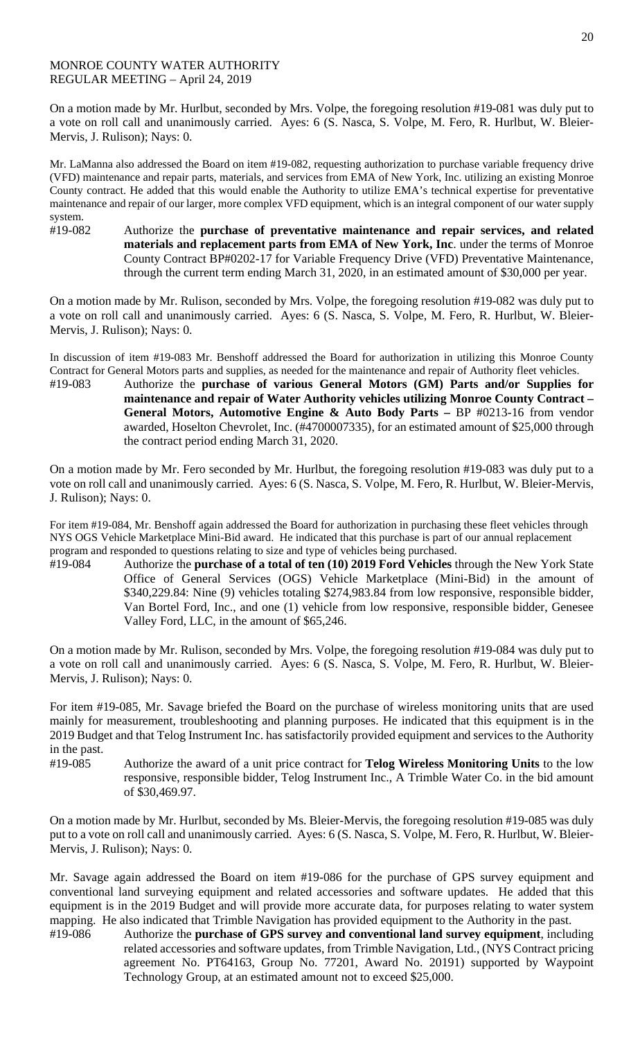MONROE COUNTY WATER AUTHORITY
REGULAR MEETING – April 24, 2019

On a motion made by Mr. Hurlbut, seconded by Mrs. Volpe, the foregoing resolution #19-081 was duly put to a vote on roll call and unanimously carried. Ayes: 6 (S. Nasca, S. Volpe, M. Fero, R. Hurlbut, W. Bleier-Mervis, J. Rulison); Nays: 0.

Mr. LaManna also addressed the Board on item #19-082, requesting authorization to purchase variable frequency drive (VFD) maintenance and repair parts, materials, and services from EMA of New York, Inc. utilizing an existing Monroe County contract. He added that this would enable the Authority to utilize EMA's technical expertise for preventative maintenance and repair of our larger, more complex VFD equipment, which is an integral component of our water supply system.

#19-082 Authorize the **purchase of preventative maintenance and repair services, and related materials and replacement parts from EMA of New York, Inc**. under the terms of Monroe County Contract BP#0202-17 for Variable Frequency Drive (VFD) Preventative Maintenance, through the current term ending March 31, 2020, in an estimated amount of $30,000 per year.

On a motion made by Mr. Rulison, seconded by Mrs. Volpe, the foregoing resolution #19-082 was duly put to a vote on roll call and unanimously carried. Ayes: 6 (S. Nasca, S. Volpe, M. Fero, R. Hurlbut, W. Bleier-Mervis, J. Rulison); Nays: 0.

In discussion of item #19-083 Mr. Benshoff addressed the Board for authorization in utilizing this Monroe County Contract for General Motors parts and supplies, as needed for the maintenance and repair of Authority fleet vehicles.

#19-083 Authorize the **purchase of various General Motors (GM) Parts and/or Supplies for maintenance and repair of Water Authority vehicles utilizing Monroe County Contract – General Motors, Automotive Engine & Auto Body Parts –** BP #0213-16 from vendor awarded, Hoselton Chevrolet, Inc. (#4700007335), for an estimated amount of $25,000 through the contract period ending March 31, 2020.

On a motion made by Mr. Fero seconded by Mr. Hurlbut, the foregoing resolution #19-083 was duly put to a vote on roll call and unanimously carried. Ayes: 6 (S. Nasca, S. Volpe, M. Fero, R. Hurlbut, W. Bleier-Mervis, J. Rulison); Nays: 0.

For item #19-084, Mr. Benshoff again addressed the Board for authorization in purchasing these fleet vehicles through NYS OGS Vehicle Marketplace Mini-Bid award. He indicated that this purchase is part of our annual replacement program and responded to questions relating to size and type of vehicles being purchased.

#19-084 Authorize the **purchase of a total of ten (10) 2019 Ford Vehicles** through the New York State Office of General Services (OGS) Vehicle Marketplace (Mini-Bid) in the amount of $340,229.84: Nine (9) vehicles totaling $274,983.84 from low responsive, responsible bidder, Van Bortel Ford, Inc., and one (1) vehicle from low responsive, responsible bidder, Genesee Valley Ford, LLC, in the amount of $65,246.

On a motion made by Mr. Rulison, seconded by Mrs. Volpe, the foregoing resolution #19-084 was duly put to a vote on roll call and unanimously carried. Ayes: 6 (S. Nasca, S. Volpe, M. Fero, R. Hurlbut, W. Bleier-Mervis, J. Rulison); Nays: 0.

For item #19-085, Mr. Savage briefed the Board on the purchase of wireless monitoring units that are used mainly for measurement, troubleshooting and planning purposes. He indicated that this equipment is in the 2019 Budget and that Telog Instrument Inc. has satisfactorily provided equipment and services to the Authority in the past.

#19-085 Authorize the award of a unit price contract for **Telog Wireless Monitoring Units** to the low responsive, responsible bidder, Telog Instrument Inc., A Trimble Water Co. in the bid amount of $30,469.97.

On a motion made by Mr. Hurlbut, seconded by Ms. Bleier-Mervis, the foregoing resolution #19-085 was duly put to a vote on roll call and unanimously carried. Ayes: 6 (S. Nasca, S. Volpe, M. Fero, R. Hurlbut, W. Bleier-Mervis, J. Rulison); Nays: 0.

Mr. Savage again addressed the Board on item #19-086 for the purchase of GPS survey equipment and conventional land surveying equipment and related accessories and software updates. He added that this equipment is in the 2019 Budget and will provide more accurate data, for purposes relating to water system mapping. He also indicated that Trimble Navigation has provided equipment to the Authority in the past.

#19-086 Authorize the **purchase of GPS survey and conventional land survey equipment**, including related accessories and software updates, from Trimble Navigation, Ltd., (NYS Contract pricing agreement No. PT64163, Group No. 77201, Award No. 20191) supported by Waypoint Technology Group, at an estimated amount not to exceed $25,000.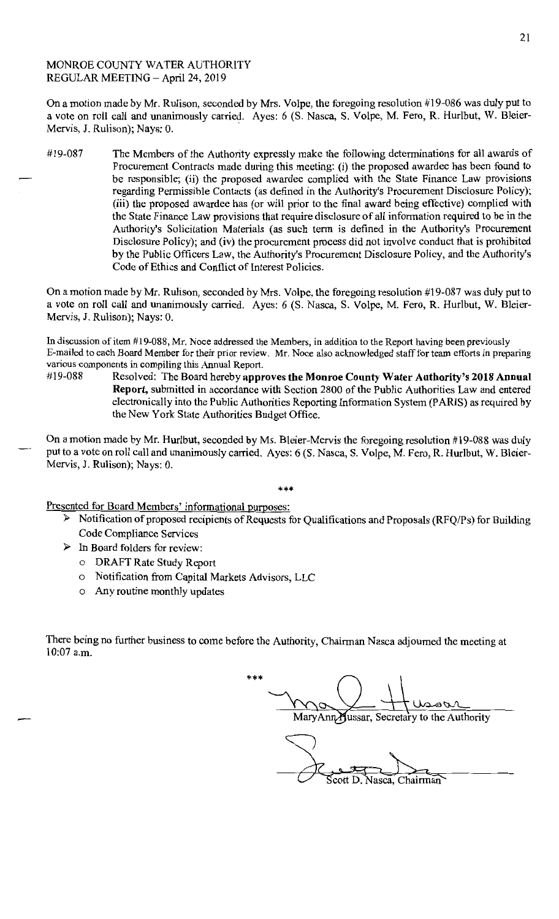MONROE COUNTY WATER AUTHORITY
REGULAR MEETING – April 24, 2019

On a motion made by Mr. Rulison, seconded by Mrs. Volpe, the foregoing resolution #19-086 was duly put to a vote on roll call and unanimously carried. Ayes: 6 (S. Nasca, S. Volpe, M. Fero, R. Hurlbut, W. Bleier-Mervis, J. Rulison); Nays: 0.

#19-087 The Members of the Authority expressly make the following determinations for all awards of Procurement Contracts made during this meeting: (i) the proposed awardee has been found to be responsible; (ii) the proposed awardee complied with the State Finance Law provisions regarding Permissible Contacts (as defined in the Authority's Procurement Disclosure Policy); (iii) the proposed awardee has (or will prior to the final award being effective) complied with the State Finance Law provisions that require disclosure of all information required to be in the Authority's Solicitation Materials (as such term is defined in the Authority's Procurement Disclosure Policy); and (iv) the procurement process did not involve conduct that is prohibited by the Public Officers Law, the Authority's Procurement Disclosure Policy, and the Authority's Code of Ethics and Conflict of Interest Policies.

On a motion made by Mr. Rulison, seconded by Mrs. Volpe, the foregoing resolution #19-087 was duly put to a vote on roll call and unanimously carried. Ayes: 6 (S. Nasca, S. Volpe, M. Fero, R. Hurlbut, W. Bleier-Mervis, J. Rulison); Nays: 0.

In discussion of item #19-088, Mr. Noce addressed the Members, in addition to the Report having been previously E-mailed to each Board Member for their prior review. Mr. Noce also acknowledged staff for team efforts in preparing various components in compiling this Annual Report.

#19-088 Resolved: The Board hereby **approves the Monroe County Water Authority's 2018 Annual Report,** submitted in accordance with Section 2800 of the Public Authorities Law and entered electronically into the Public Authorities Reporting Information System (PARIS) as required by the New York State Authorities Budget Office.

On a motion made by Mr. Hurlbut, seconded by Ms. Bleier-Mervis the foregoing resolution #19-088 was duly put to a vote on roll call and unanimously carried. Ayes: 6 (S. Nasca, S. Volpe, M. Fero, R. Hurlbut, W. Bleier-Mervis, J. Rulison); Nays: 0.

***

Presented for Board Members' informational purposes:

- Notification of proposed recipients of Requests for Qualifications and Proposals (RFQ/Ps) for Building Code Compliance Services
- In Board folders for review:
  - DRAFT Rate Study Report
  - Notification from Capital Markets Advisors, LLC
  - Any routine monthly updates

There being no further business to come before the Authority, Chairman Nasca adjourned the meeting at 10:07 a.m.

***

MaryAnn Hussar, Secretary to the Authority

Scott D. Nasca, Chairman